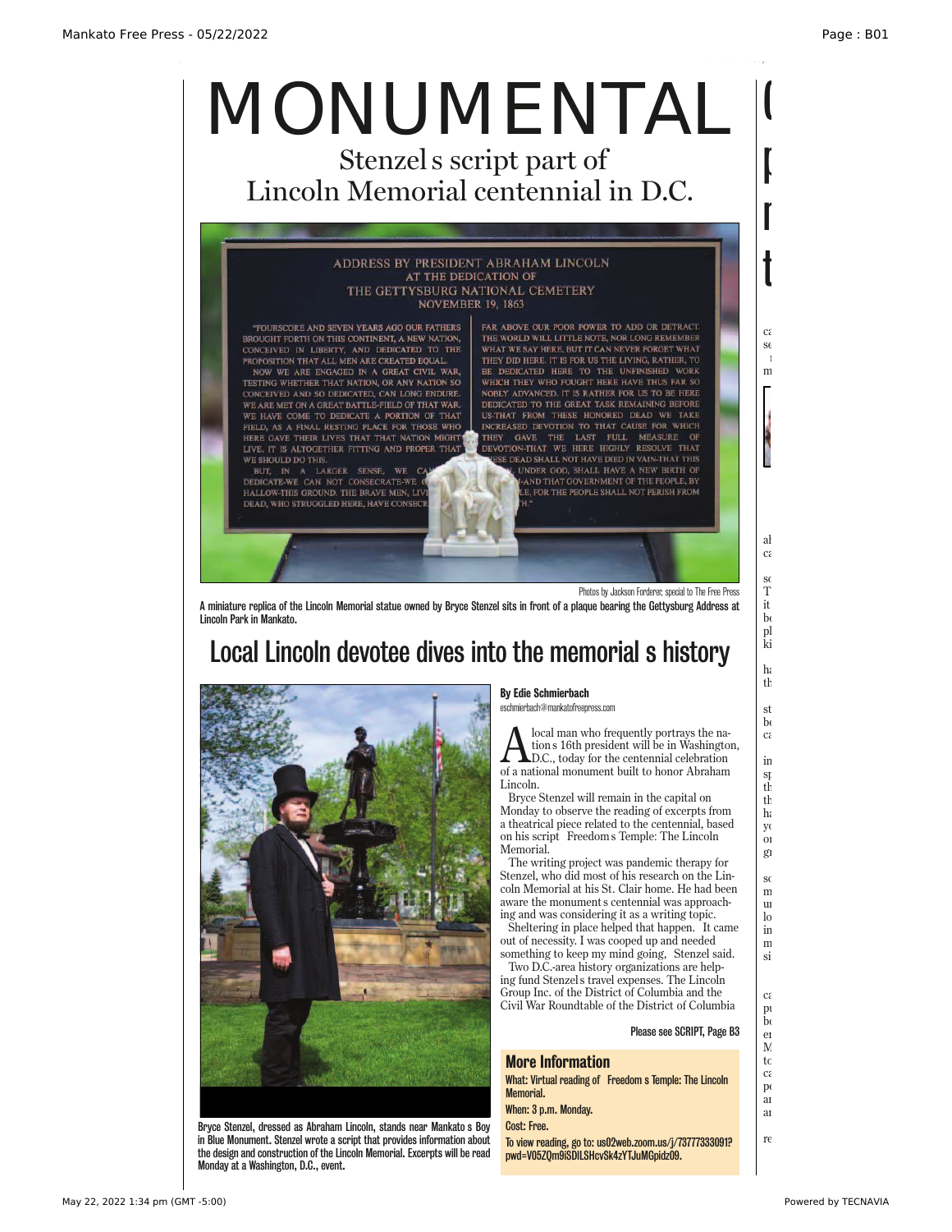# MONUMENTAL

## Stenzel s script part of Lincoln Memorial centennial in D.C.

Photos by Jackson Forderer, special to The Free Press

A miniature replica of the Lincoln Memorial statue owned by Bryce Stenzel sits in front of a plaque bearing the Gettysburg Address at Lincoln Park in Mankato.

## Local Lincoln devotee dives into the memorial s history

Bryce Stenzel, dressed as Abraham Lincoln, stands near Mankato s Boy in Blue Monument. Stenzel wrote a script that provides information about the design and construction of the Lincoln Memorial. Excerpts will be read Monday at a Washington, D.C., event.

**By Edie Schmierbach**
eschmierbach@mankatofreepress.com

A local man who frequently portrays the nation s 16th president will be in Washington, D.C., today for the centennial celebration of a national monument built to honor Abraham Lincoln.

Bryce Stenzel will remain in the capital on Monday to observe the reading of excerpts from a theatrical piece related to the centennial, based on his script Freedom s Temple: The Lincoln Memorial.

The writing project was pandemic therapy for Stenzel, who did most of his research on the Lincoln Memorial at his St. Clair home. He had been aware the monument s centennial was approaching and was considering it as a writing topic.

Sheltering in place helped that happen. It came out of necessity. I was cooped up and needed something to keep my mind going, Stenzel said.

Two D.C.-area history organizations are helping fund Stenzel s travel expenses. The Lincoln Group Inc. of the District of Columbia and the Civil War Roundtable of the District of Columbia

Please see SCRIPT, Page B3

### More Information

**What:** Virtual reading of Freedom s Temple: The Lincoln Memorial.

**When:** 3 p.m. Monday.

**Cost:** Free.

**To view reading, go to:** us02web.zoom.us/j/73777333091?pwd=V05ZQm9iSDlLSHcvSk4zYTJuMGpidz09.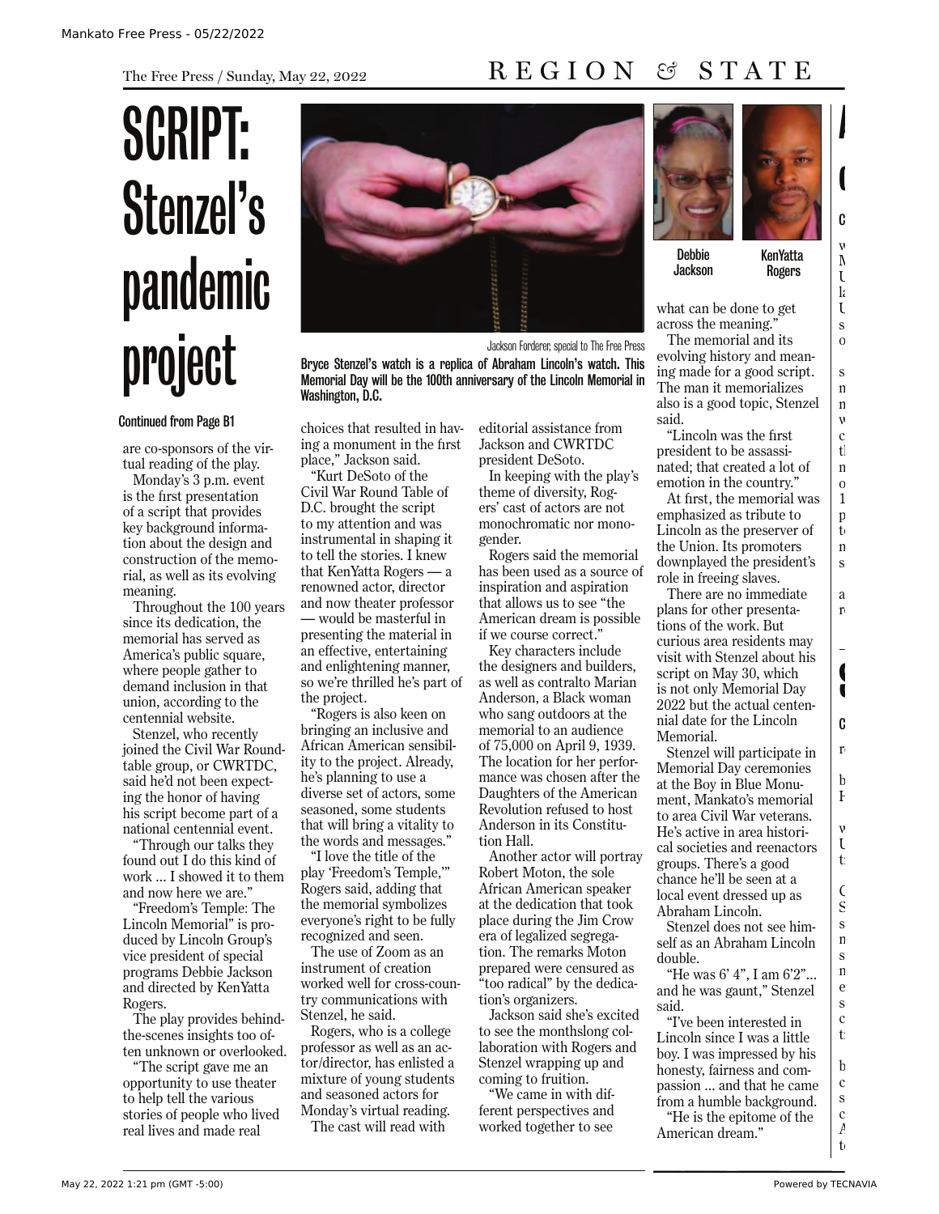# SCRIPT: Stenzel's pandemic project

Continued from Page B1

are co-sponsors of the virtual reading of the play.

Monday's 3 p.m. event is the first presentation of a script that provides key background information about the design and construction of the memorial, as well as its evolving meaning.

Throughout the 100 years since its dedication, the memorial has served as America's public square, where people gather to demand inclusion in that union, according to the centennial website.

Stenzel, who recently joined the Civil War Roundtable group, or CWRTDC, said he'd not been expecting the honor of having his script become part of a national centennial event.

"Through our talks they found out I do this kind of work ... I showed it to them and now here we are."

"Freedom's Temple: The Lincoln Memorial" is produced by Lincoln Group's vice president of special programs Debbie Jackson and directed by KenYatta Rogers.

The play provides behind-the-scenes insights too often unknown or overlooked.

"The script gave me an opportunity to use theater to help tell the various stories of people who lived real lives and made real choices that resulted in having a monument in the first place," Jackson said.

"Kurt DeSoto of the Civil War Round Table of D.C. brought the script to my attention and was instrumental in shaping it to tell the stories. I knew that KenYatta Rogers — a renowned actor, director and now theater professor — would be masterful in presenting the material in an effective, entertaining and enlightening manner, so we're thrilled he's part of the project.

"Rogers is also keen on bringing an inclusive and African American sensibility to the project. Already, he's planning to use a diverse set of actors, some seasoned, some students that will bring a vitality to the words and messages."

"I love the title of the play 'Freedom's Temple,'" Rogers said, adding that the memorial symbolizes everyone's right to be fully recognized and seen.

The use of Zoom as an instrument of creation worked well for cross-country communications with Stenzel, he said.

Rogers, who is a college professor as well as an actor/director, has enlisted a mixture of young students and seasoned actors for Monday's virtual reading.

The cast will read with editorial assistance from Jackson and CWRTDC president DeSoto.

In keeping with the play's theme of diversity, Rogers' cast of actors are not monochromatic nor monogender.

Rogers said the memorial has been used as a source of inspiration and aspiration that allows us to see "the American dream is possible if we course correct."

Key characters include the designers and builders, as well as contralto Marian Anderson, a Black woman who sang outdoors at the memorial to an audience of 75,000 on April 9, 1939. The location for her performance was chosen after the Daughters of the American Revolution refused to host Anderson in its Constitution Hall.

Another actor will portray Robert Moton, the sole African American speaker at the dedication that took place during the Jim Crow era of legalized segregation. The remarks Moton prepared were censured as "too radical" by the dedication's organizers.

Jackson said she's excited to see the monthslong collaboration with Rogers and Stenzel wrapping up and coming to fruition.

"We came in with different perspectives and worked together to see what can be done to get across the meaning."

Jackson Forderer, special to The Free Press

Bryce Stenzel's watch is a replica of Abraham Lincoln's watch. This Memorial Day will be the 100th anniversary of the Lincoln Memorial in Washington, D.C.

Debbie Jackson

KenYatta Rogers

The memorial and its evolving history and meaning made for a good script. The man it memorializes also is a good topic, Stenzel said.

"Lincoln was the first president to be assassinated; that created a lot of emotion in the country."

At first, the memorial was emphasized as tribute to Lincoln as the preserver of the Union. Its promoters downplayed the president's role in freeing slaves.

There are no immediate plans for other presentations of the work. But curious area residents may visit with Stenzel about his script on May 30, which is not only Memorial Day 2022 but the actual centennial date for the Lincoln Memorial.

Stenzel will participate in Memorial Day ceremonies at the Boy in Blue Monument, Mankato's memorial to area Civil War veterans. He's active in area historical societies and reenactors groups. There's a good chance he'll be seen at a local event dressed up as Abraham Lincoln.

Stenzel does not see himself as an Abraham Lincoln double.

"He was 6' 4", I am 6'2"... and he was gaunt," Stenzel said.

"I've been interested in Lincoln since I was a little boy. I was impressed by his honesty, fairness and compassion ... and that he came from a humble background.

"He is the epitome of the American dream."